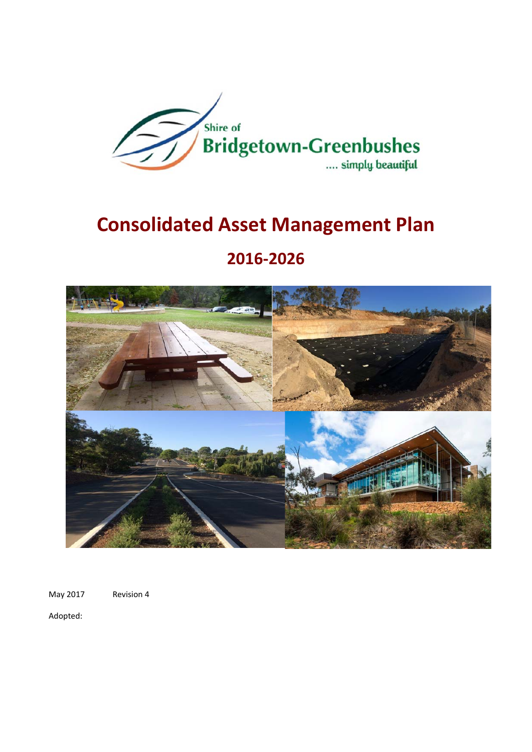Shire of

Bridgetown-Greenbushes

.... simply beautiful

# Consolidated Asset Management Plan

## 2016-2026

May 2017 Revision 4

Adopted: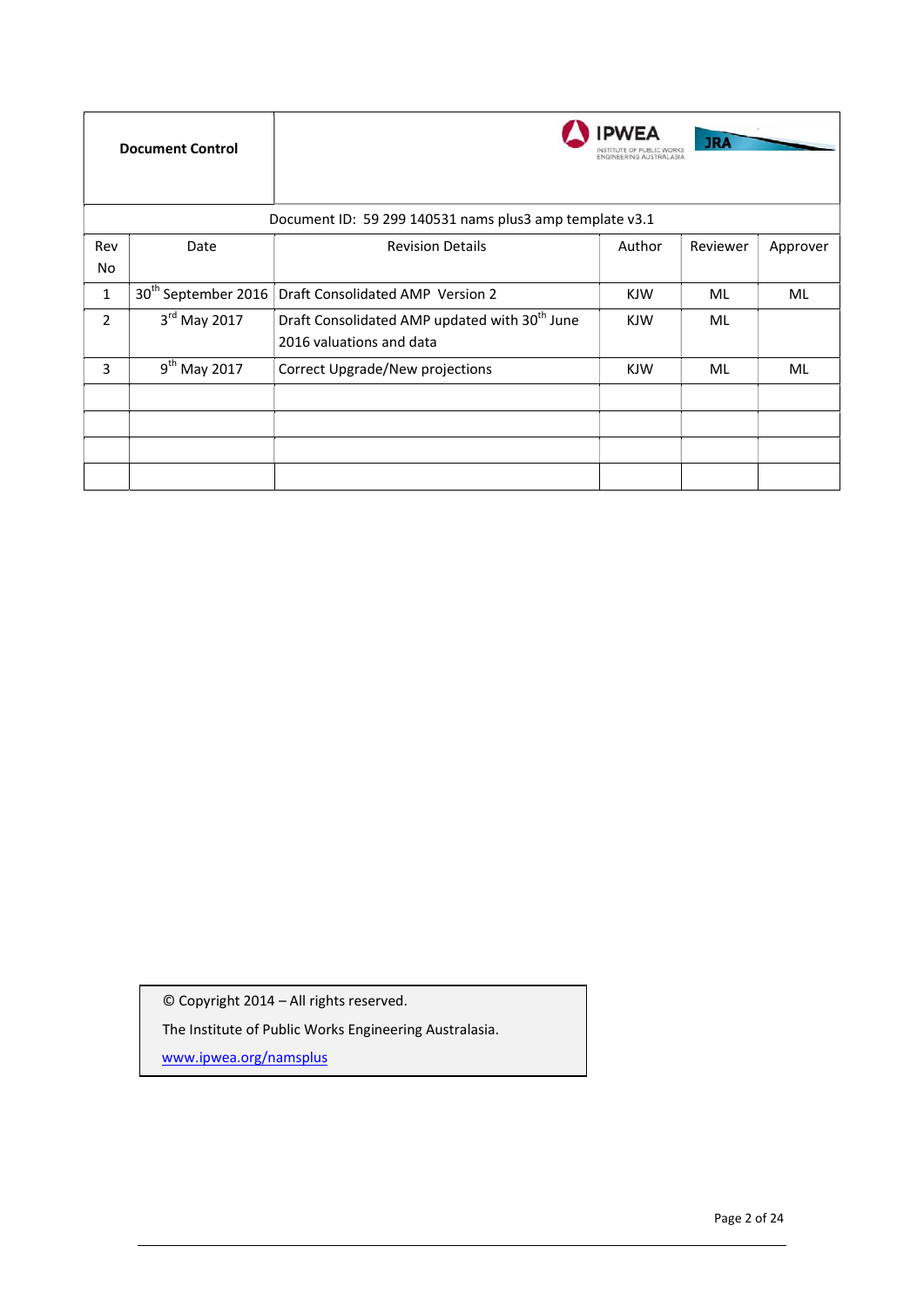**Document Control**

IPWEA — INSTITUTE OF PUBLIC WORKS ENGINEERING AUSTRALASIA

JRA

Document ID: 59 299 140531 nams plus3 amp template v3.1

| Rev No | Date | Revision Details | Author | Reviewer | Approver |
|---|---|---|---|---|---|
| 1 | 30th September 2016 | Draft Consolidated AMP Version 2 | KJW | ML | ML |
| 2 | 3rd May 2017 | Draft Consolidated AMP updated with 30th June 2016 valuations and data | KJW | ML | |
| 3 | 9th May 2017 | Correct Upgrade/New projections | KJW | ML | ML |
| | | | | | |
| | | | | | |
| | | | | | |
| | | | | | |

© Copyright 2014 – All rights reserved.

The Institute of Public Works Engineering Australasia.

www.ipwea.org/namsplus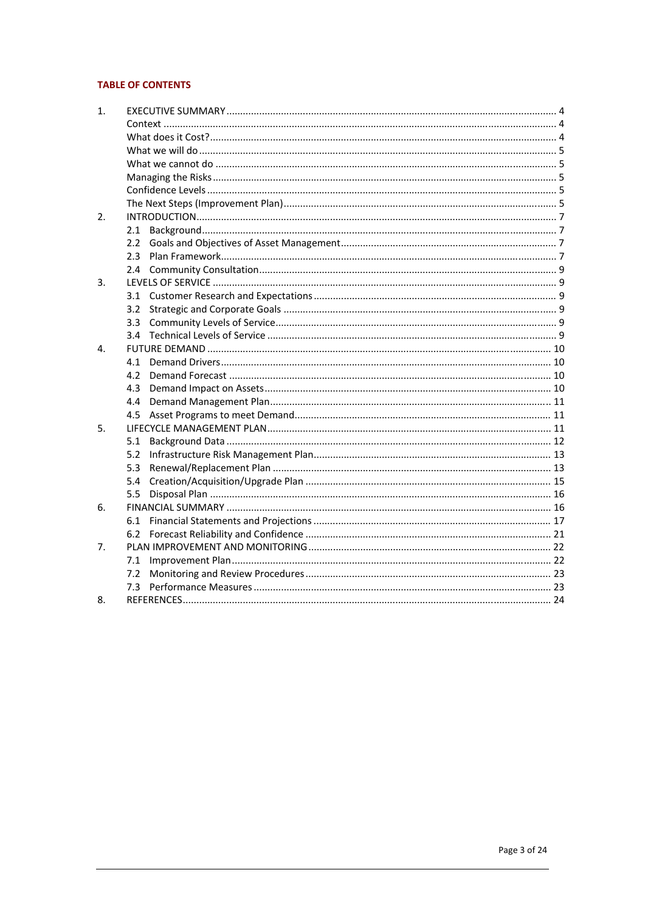**TABLE OF CONTENTS**

1. EXECUTIVE SUMMARY ........ 4
   - Context ........ 4
   - What does it Cost? ........ 4
   - What we will do ........ 5
   - What we cannot do ........ 5
   - Managing the Risks ........ 5
   - Confidence Levels ........ 5
   - The Next Steps (Improvement Plan) ........ 5
2. INTRODUCTION ........ 7
   - 2.1 Background ........ 7
   - 2.2 Goals and Objectives of Asset Management ........ 7
   - 2.3 Plan Framework ........ 7
   - 2.4 Community Consultation ........ 9
3. LEVELS OF SERVICE ........ 9
   - 3.1 Customer Research and Expectations ........ 9
   - 3.2 Strategic and Corporate Goals ........ 9
   - 3.3 Community Levels of Service ........ 9
   - 3.4 Technical Levels of Service ........ 9
4. FUTURE DEMAND ........ 10
   - 4.1 Demand Drivers ........ 10
   - 4.2 Demand Forecast ........ 10
   - 4.3 Demand Impact on Assets ........ 10
   - 4.4 Demand Management Plan ........ 11
   - 4.5 Asset Programs to meet Demand ........ 11
5. LIFECYCLE MANAGEMENT PLAN ........ 11
   - 5.1 Background Data ........ 12
   - 5.2 Infrastructure Risk Management Plan ........ 13
   - 5.3 Renewal/Replacement Plan ........ 13
   - 5.4 Creation/Acquisition/Upgrade Plan ........ 15
   - 5.5 Disposal Plan ........ 16
6. FINANCIAL SUMMARY ........ 16
   - 6.1 Financial Statements and Projections ........ 17
   - 6.2 Forecast Reliability and Confidence ........ 21
7. PLAN IMPROVEMENT AND MONITORING ........ 22
   - 7.1 Improvement Plan ........ 22
   - 7.2 Monitoring and Review Procedures ........ 23
   - 7.3 Performance Measures ........ 23
8. REFERENCES ........ 24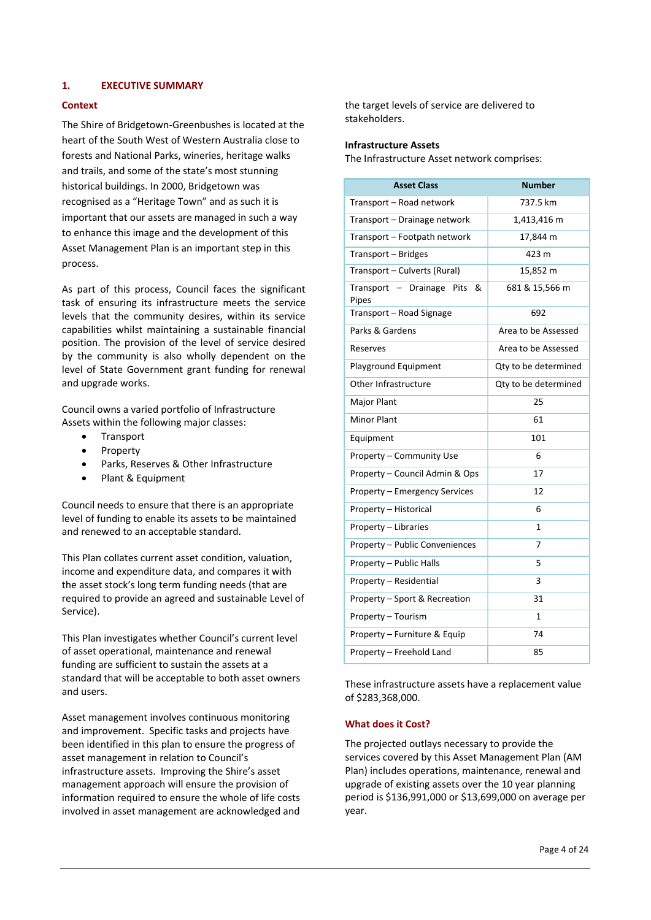# 1. EXECUTIVE SUMMARY

## Context

The Shire of Bridgetown-Greenbushes is located at the heart of the South West of Western Australia close to forests and National Parks, wineries, heritage walks and trails, and some of the state's most stunning historical buildings. In 2000, Bridgetown was recognised as a "Heritage Town" and as such it is important that our assets are managed in such a way to enhance this image and the development of this Asset Management Plan is an important step in this process.

As part of this process, Council faces the significant task of ensuring its infrastructure meets the service levels that the community desires, within its service capabilities whilst maintaining a sustainable financial position. The provision of the level of service desired by the community is also wholly dependent on the level of State Government grant funding for renewal and upgrade works.

Council owns a varied portfolio of Infrastructure Assets within the following major classes:

- Transport
- Property
- Parks, Reserves & Other Infrastructure
- Plant & Equipment

Council needs to ensure that there is an appropriate level of funding to enable its assets to be maintained and renewed to an acceptable standard.

This Plan collates current asset condition, valuation, income and expenditure data, and compares it with the asset stock's long term funding needs (that are required to provide an agreed and sustainable Level of Service).

This Plan investigates whether Council's current level of asset operational, maintenance and renewal funding are sufficient to sustain the assets at a standard that will be acceptable to both asset owners and users.

Asset management involves continuous monitoring and improvement. Specific tasks and projects have been identified in this plan to ensure the progress of asset management in relation to Council's infrastructure assets. Improving the Shire's asset management approach will ensure the provision of information required to ensure the whole of life costs involved in asset management are acknowledged and the target levels of service are delivered to stakeholders.

**Infrastructure Assets**

The Infrastructure Asset network comprises:

| Asset Class | Number |
|---|---|
| Transport – Road network | 737.5 km |
| Transport – Drainage network | 1,413,416 m |
| Transport – Footpath network | 17,844 m |
| Transport – Bridges | 423 m |
| Transport – Culverts (Rural) | 15,852 m |
| Transport – Drainage Pits & Pipes | 681 & 15,566 m |
| Transport – Road Signage | 692 |
| Parks & Gardens | Area to be Assessed |
| Reserves | Area to be Assessed |
| Playground Equipment | Qty to be determined |
| Other Infrastructure | Qty to be determined |
| Major Plant | 25 |
| Minor Plant | 61 |
| Equipment | 101 |
| Property – Community Use | 6 |
| Property – Council Admin & Ops | 17 |
| Property – Emergency Services | 12 |
| Property – Historical | 6 |
| Property – Libraries | 1 |
| Property – Public Conveniences | 7 |
| Property – Public Halls | 5 |
| Property – Residential | 3 |
| Property – Sport & Recreation | 31 |
| Property – Tourism | 1 |
| Property – Furniture & Equip | 74 |
| Property – Freehold Land | 85 |

These infrastructure assets have a replacement value of $283,368,000.

## What does it Cost?

The projected outlays necessary to provide the services covered by this Asset Management Plan (AM Plan) includes operations, maintenance, renewal and upgrade of existing assets over the 10 year planning period is $136,991,000 or $13,699,000 on average per year.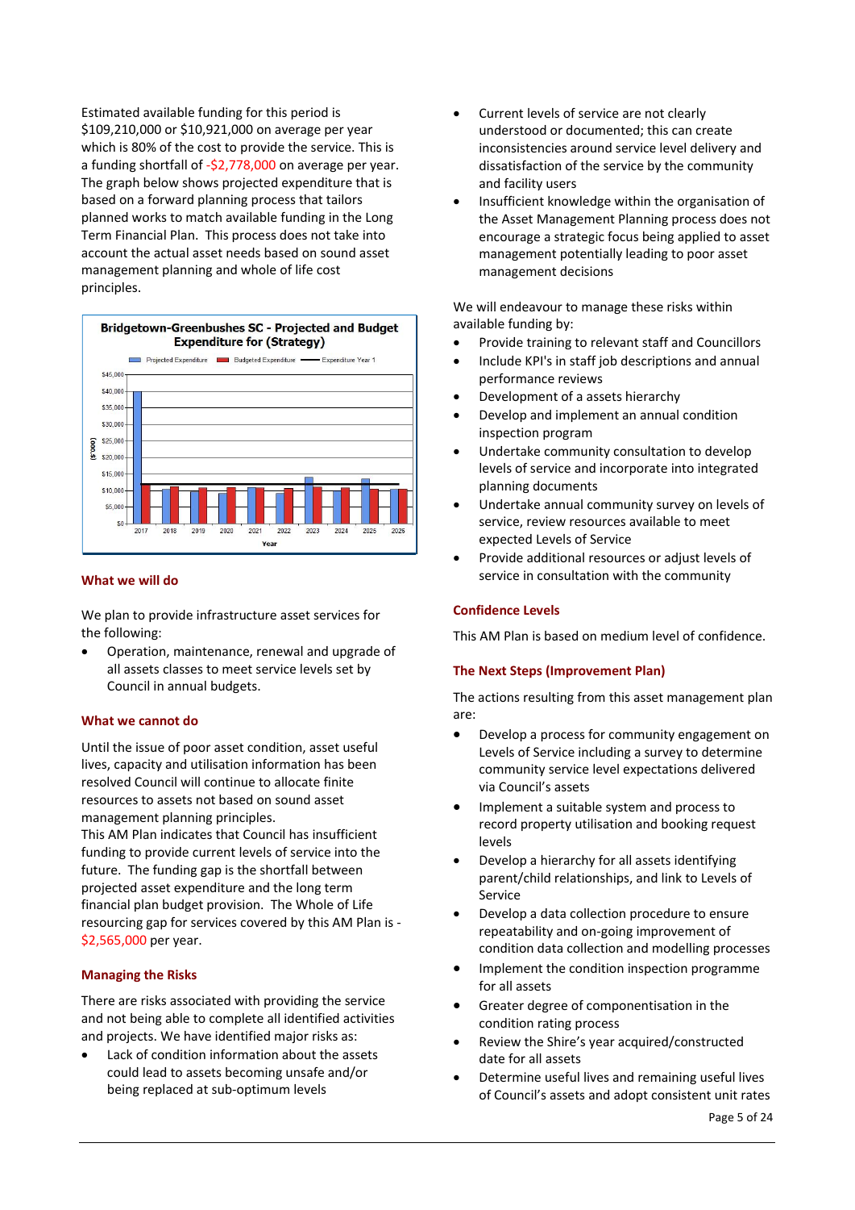Estimated available funding for this period is $109,210,000 or $10,921,000 on average per year which is 80% of the cost to provide the service. This is a funding shortfall of -$2,778,000 on average per year. The graph below shows projected expenditure that is based on a forward planning process that tailors planned works to match available funding in the Long Term Financial Plan. This process does not take into account the actual asset needs based on sound asset management planning and whole of life cost principles.

**Bridgetown-Greenbushes SC - Projected and Budget Expenditure for (Strategy)**

## What we will do

We plan to provide infrastructure asset services for the following:

- Operation, maintenance, renewal and upgrade of all assets classes to meet service levels set by Council in annual budgets.

## What we cannot do

Until the issue of poor asset condition, asset useful lives, capacity and utilisation information has been resolved Council will continue to allocate finite resources to assets not based on sound asset management planning principles.

This AM Plan indicates that Council has insufficient funding to provide current levels of service into the future. The funding gap is the shortfall between projected asset expenditure and the long term financial plan budget provision. The Whole of Life resourcing gap for services covered by this AM Plan is -$2,565,000 per year.

## Managing the Risks

There are risks associated with providing the service and not being able to complete all identified activities and projects. We have identified major risks as:

- Lack of condition information about the assets could lead to assets becoming unsafe and/or being replaced at sub-optimum levels
- Current levels of service are not clearly understood or documented; this can create inconsistencies around service level delivery and dissatisfaction of the service by the community and facility users
- Insufficient knowledge within the organisation of the Asset Management Planning process does not encourage a strategic focus being applied to asset management potentially leading to poor asset management decisions

We will endeavour to manage these risks within available funding by:

- Provide training to relevant staff and Councillors
- Include KPI's in staff job descriptions and annual performance reviews
- Development of a assets hierarchy
- Develop and implement an annual condition inspection program
- Undertake community consultation to develop levels of service and incorporate into integrated planning documents
- Undertake annual community survey on levels of service, review resources available to meet expected Levels of Service
- Provide additional resources or adjust levels of service in consultation with the community

## Confidence Levels

This AM Plan is based on medium level of confidence.

## The Next Steps (Improvement Plan)

The actions resulting from this asset management plan are:

- Develop a process for community engagement on Levels of Service including a survey to determine community service level expectations delivered via Council's assets
- Implement a suitable system and process to record property utilisation and booking request levels
- Develop a hierarchy for all assets identifying parent/child relationships, and link to Levels of Service
- Develop a data collection procedure to ensure repeatability and on-going improvement of condition data collection and modelling processes
- Implement the condition inspection programme for all assets
- Greater degree of componentisation in the condition rating process
- Review the Shire's year acquired/constructed date for all assets
- Determine useful lives and remaining useful lives of Council's assets and adopt consistent unit rates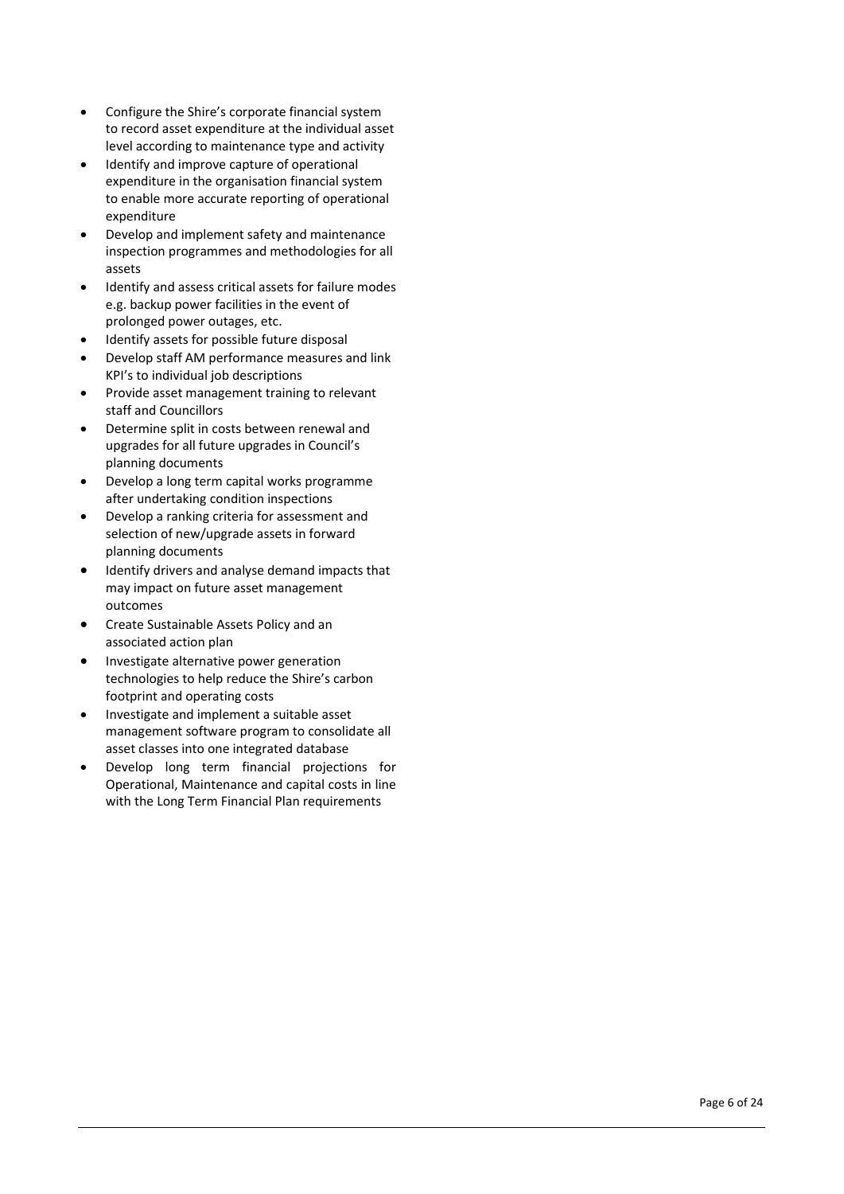- Configure the Shire's corporate financial system to record asset expenditure at the individual asset level according to maintenance type and activity
- Identify and improve capture of operational expenditure in the organisation financial system to enable more accurate reporting of operational expenditure
- Develop and implement safety and maintenance inspection programmes and methodologies for all assets
- Identify and assess critical assets for failure modes e.g. backup power facilities in the event of prolonged power outages, etc.
- Identify assets for possible future disposal
- Develop staff AM performance measures and link KPI's to individual job descriptions
- Provide asset management training to relevant staff and Councillors
- Determine split in costs between renewal and upgrades for all future upgrades in Council's planning documents
- Develop a long term capital works programme after undertaking condition inspections
- Develop a ranking criteria for assessment and selection of new/upgrade assets in forward planning documents
- Identify drivers and analyse demand impacts that may impact on future asset management outcomes
- Create Sustainable Assets Policy and an associated action plan
- Investigate alternative power generation technologies to help reduce the Shire's carbon footprint and operating costs
- Investigate and implement a suitable asset management software program to consolidate all asset classes into one integrated database
- Develop long term financial projections for Operational, Maintenance and capital costs in line with the Long Term Financial Plan requirements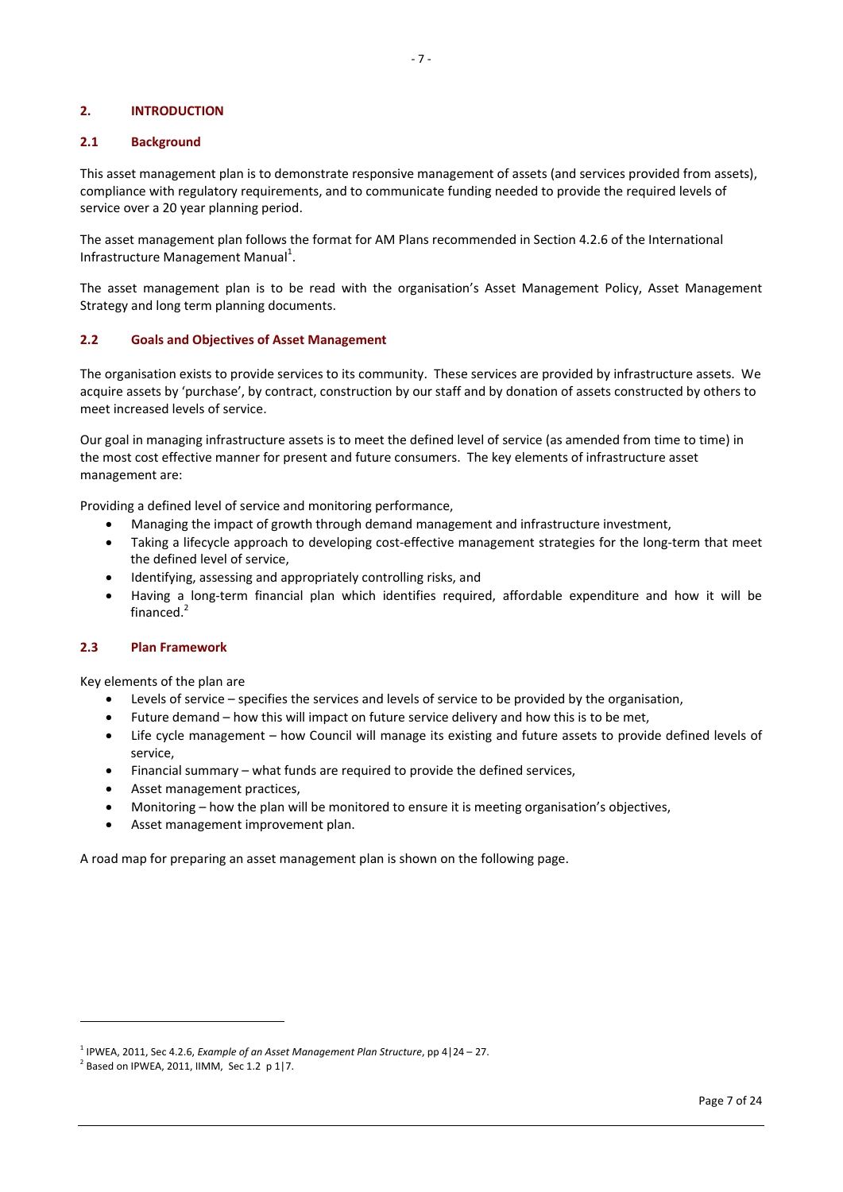## 2. INTRODUCTION

### 2.1 Background

This asset management plan is to demonstrate responsive management of assets (and services provided from assets), compliance with regulatory requirements, and to communicate funding needed to provide the required levels of service over a 20 year planning period.

The asset management plan follows the format for AM Plans recommended in Section 4.2.6 of the International Infrastructure Management Manual[1].

The asset management plan is to be read with the organisation's Asset Management Policy, Asset Management Strategy and long term planning documents.

### 2.2 Goals and Objectives of Asset Management

The organisation exists to provide services to its community. These services are provided by infrastructure assets. We acquire assets by 'purchase', by contract, construction by our staff and by donation of assets constructed by others to meet increased levels of service.

Our goal in managing infrastructure assets is to meet the defined level of service (as amended from time to time) in the most cost effective manner for present and future consumers. The key elements of infrastructure asset management are:

Providing a defined level of service and monitoring performance,

- Managing the impact of growth through demand management and infrastructure investment,
- Taking a lifecycle approach to developing cost-effective management strategies for the long-term that meet the defined level of service,
- Identifying, assessing and appropriately controlling risks, and
- Having a long-term financial plan which identifies required, affordable expenditure and how it will be financed.[2]

### 2.3 Plan Framework

Key elements of the plan are

- Levels of service – specifies the services and levels of service to be provided by the organisation,
- Future demand – how this will impact on future service delivery and how this is to be met,
- Life cycle management – how Council will manage its existing and future assets to provide defined levels of service,
- Financial summary – what funds are required to provide the defined services,
- Asset management practices,
- Monitoring – how the plan will be monitored to ensure it is meeting organisation's objectives,
- Asset management improvement plan.

A road map for preparing an asset management plan is shown on the following page.

---

[1] IPWEA, 2011, Sec 4.2.6, *Example of an Asset Management Plan Structure*, pp 4|24 – 27.

[2] Based on IPWEA, 2011, IIMM, Sec 1.2 p 1|7.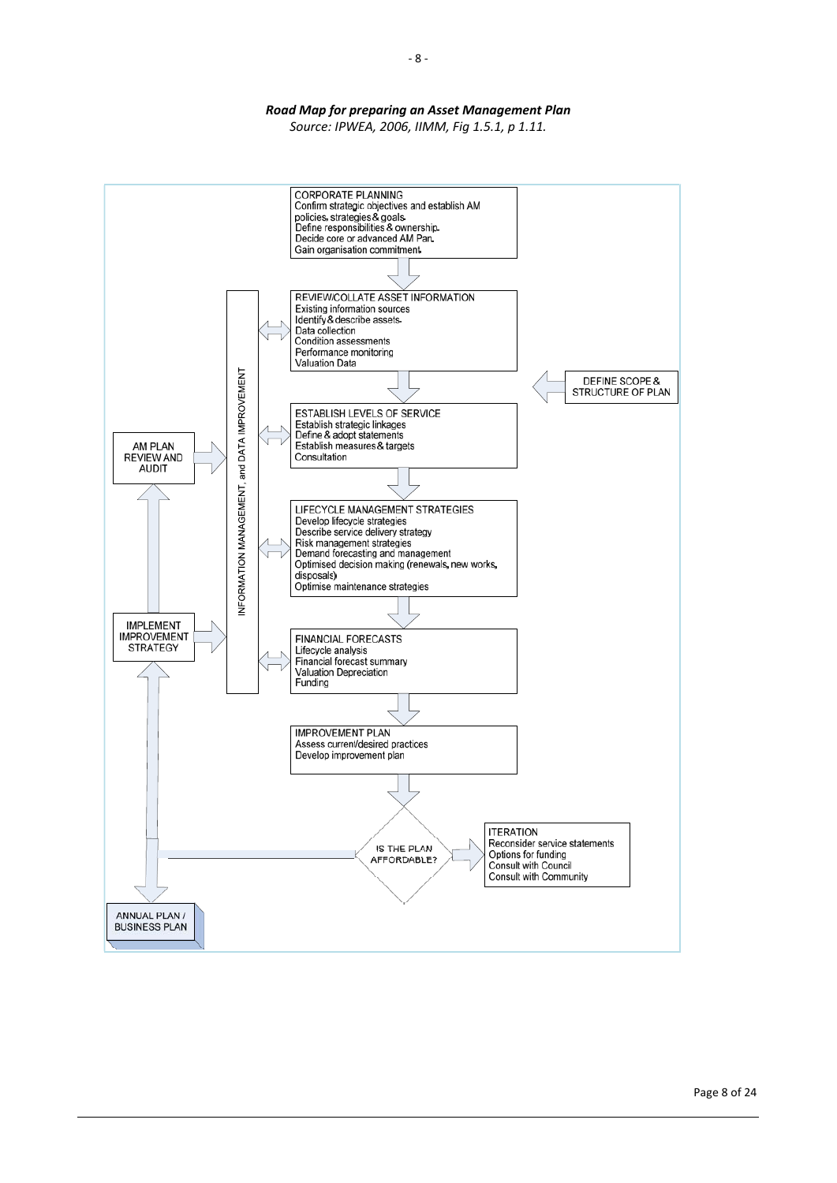***Road Map for preparing an Asset Management Plan***

*Source: IPWEA, 2006, IIMM, Fig 1.5.1, p 1.11.*

**CORPORATE PLANNING**
Confirm strategic objectives and establish AM policies, strategies & goals.
Define responsibilities & ownership.
Decide core or advanced AM Pan.
Gain organisation commitment.

**REVIEW/COLLATE ASSET INFORMATION**
Existing information sources
Identify & describe assets.
Data collection
Condition assessments
Performance monitoring
Valuation Data

**DEFINE SCOPE & STRUCTURE OF PLAN**

**ESTABLISH LEVELS OF SERVICE**
Establish strategic linkages
Define & adopt statements
Establish measures & targets
Consultation

**LIFECYCLE MANAGEMENT STRATEGIES**
Develop lifecycle strategies
Describe service delivery strategy
Risk management strategies
Demand forecasting and management
Optimised decision making (renewals, new works, disposals)
Optimise maintenance strategies

**FINANCIAL FORECASTS**
Lifecycle analysis
Financial forecast summary
Valuation Depreciation
Funding

**IMPROVEMENT PLAN**
Assess current/desired practices
Develop improvement plan

**IS THE PLAN AFFORDABLE?**

**ITERATION**
Reconsider service statements
Options for funding
Consult with Council
Consult with Community

**INFORMATION MANAGEMENT, and DATA IMPROVEMENT**

**AM PLAN REVIEW AND AUDIT**

**IMPLEMENT IMPROVEMENT STRATEGY**

**ANNUAL PLAN / BUSINESS PLAN**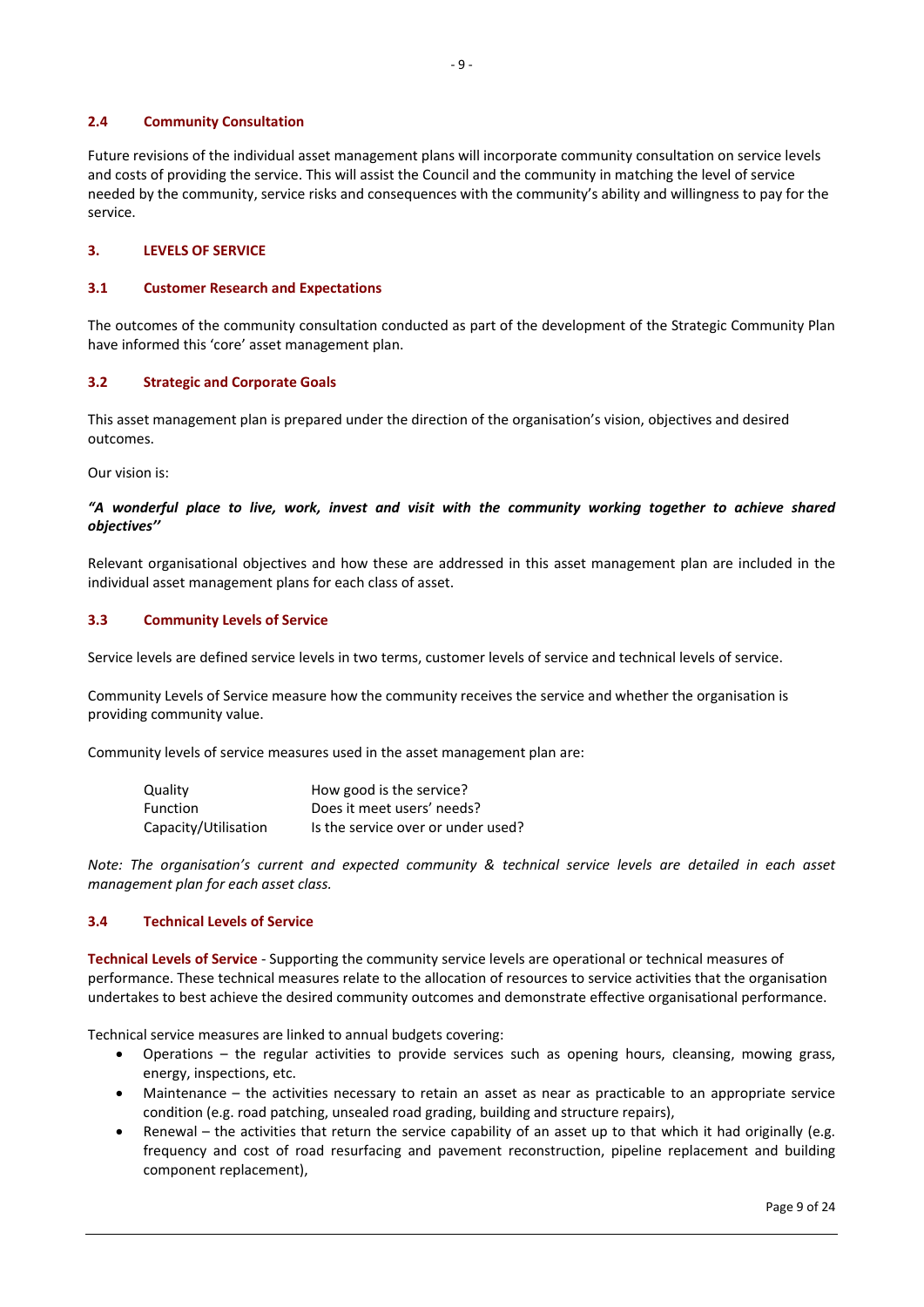### 2.4 Community Consultation

Future revisions of the individual asset management plans will incorporate community consultation on service levels and costs of providing the service. This will assist the Council and the community in matching the level of service needed by the community, service risks and consequences with the community's ability and willingness to pay for the service.

## 3. LEVELS OF SERVICE

### 3.1 Customer Research and Expectations

The outcomes of the community consultation conducted as part of the development of the Strategic Community Plan have informed this 'core' asset management plan.

### 3.2 Strategic and Corporate Goals

This asset management plan is prepared under the direction of the organisation's vision, objectives and desired outcomes.

Our vision is:

***"A wonderful place to live, work, invest and visit with the community working together to achieve shared objectives''***

Relevant organisational objectives and how these are addressed in this asset management plan are included in the individual asset management plans for each class of asset.

### 3.3 Community Levels of Service

Service levels are defined service levels in two terms, customer levels of service and technical levels of service.

Community Levels of Service measure how the community receives the service and whether the organisation is providing community value.

Community levels of service measures used in the asset management plan are:

| | |
|---|---|
| Quality | How good is the service? |
| Function | Does it meet users' needs? |
| Capacity/Utilisation | Is the service over or under used? |

*Note: The organisation's current and expected community & technical service levels are detailed in each asset management plan for each asset class.*

### 3.4 Technical Levels of Service

**Technical Levels of Service** - Supporting the community service levels are operational or technical measures of performance. These technical measures relate to the allocation of resources to service activities that the organisation undertakes to best achieve the desired community outcomes and demonstrate effective organisational performance.

Technical service measures are linked to annual budgets covering:

- Operations – the regular activities to provide services such as opening hours, cleansing, mowing grass, energy, inspections, etc.
- Maintenance – the activities necessary to retain an asset as near as practicable to an appropriate service condition (e.g. road patching, unsealed road grading, building and structure repairs),
- Renewal – the activities that return the service capability of an asset up to that which it had originally (e.g. frequency and cost of road resurfacing and pavement reconstruction, pipeline replacement and building component replacement),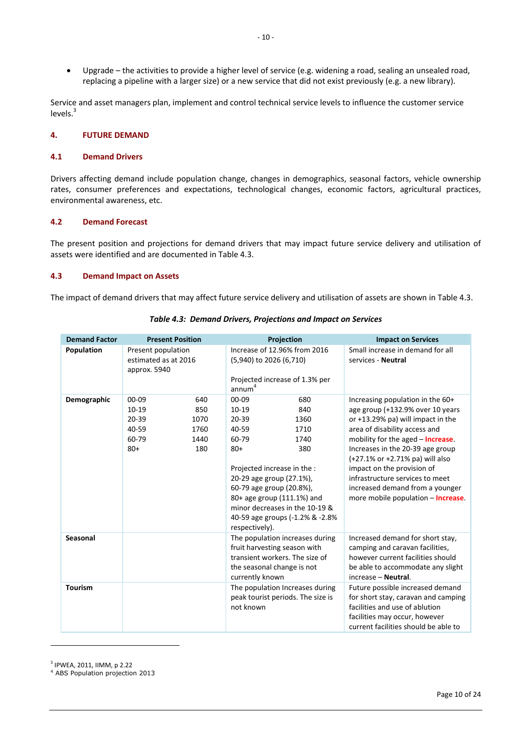- Upgrade – the activities to provide a higher level of service (e.g. widening a road, sealing an unsealed road, replacing a pipeline with a larger size) or a new service that did not exist previously (e.g. a new library).

Service and asset managers plan, implement and control technical service levels to influence the customer service levels.[3]

## 4. FUTURE DEMAND

### 4.1 Demand Drivers

Drivers affecting demand include population change, changes in demographics, seasonal factors, vehicle ownership rates, consumer preferences and expectations, technological changes, economic factors, agricultural practices, environmental awareness, etc.

### 4.2 Demand Forecast

The present position and projections for demand drivers that may impact future service delivery and utilisation of assets were identified and are documented in Table 4.3.

### 4.3 Demand Impact on Assets

The impact of demand drivers that may affect future service delivery and utilisation of assets are shown in Table 4.3.

*Table 4.3: Demand Drivers, Projections and Impact on Services*

| Demand Factor | Present Position | Projection | Impact on Services |
|---|---|---|---|
| **Population** | Present population estimated as at 2016 approx. 5940 | Increase of 12.96% from 2016 (5,940) to 2026 (6,710)<br><br>Projected increase of 1.3% per annum[4] | Small increase in demand for all services - **Neutral** |
| **Demographic** | 00-09 640<br>10-19 850<br>20-39 1070<br>40-59 1760<br>60-79 1440<br>80+ 180 | 00-09 680<br>10-19 840<br>20-39 1360<br>40-59 1710<br>60-79 1740<br>80+ 380<br><br>Projected increase in the :<br>20-29 age group (27.1%),<br>60-79 age group (20.8%),<br>80+ age group (111.1%) and minor decreases in the 10-19 & 40-59 age groups (-1.2% & -2.8% respectively). | Increasing population in the 60+ age group (+132.9% over 10 years or +13.29% pa) will impact in the area of disability access and mobility for the aged – **Increase**. Increases in the 20-39 age group (+27.1% or +2.71% pa) will also impact on the provision of infrastructure services to meet increased demand from a younger more mobile population – **Increase**. |
| **Seasonal** | | The population increases during fruit harvesting season with transient workers. The size of the seasonal change is not currently known | Increased demand for short stay, camping and caravan facilities, however current facilities should be able to accommodate any slight increase – **Neutral**. |
| **Tourism** | | The population Increases during peak tourist periods. The size is not known | Future possible increased demand for short stay, caravan and camping facilities and use of ablution facilities may occur, however current facilities should be able to |

[3] IPWEA, 2011, IIMM, p 2.22
[4] ABS Population projection 2013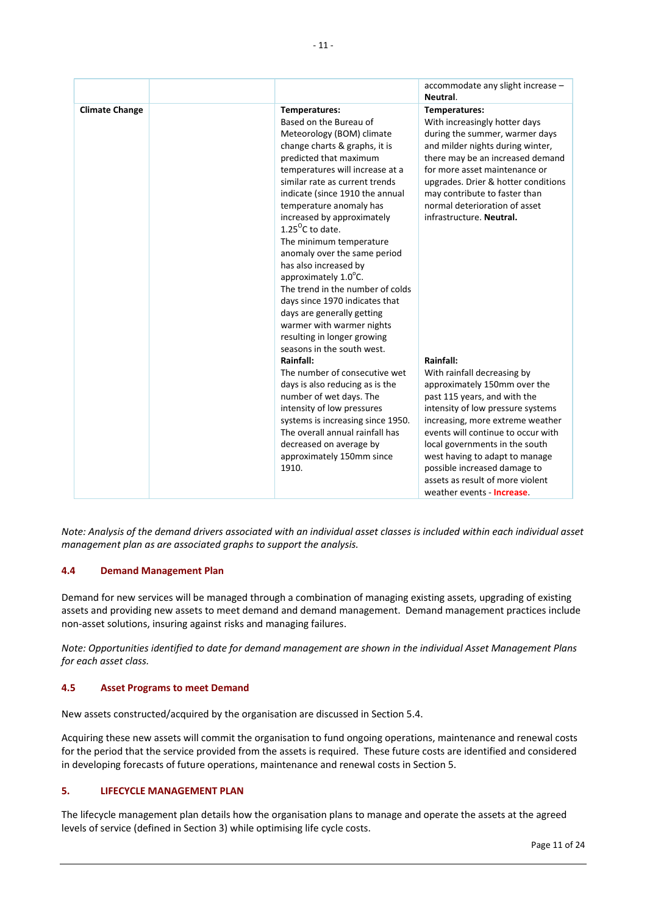| | | | |
|---|---|---|---|
| | | | accommodate any slight increase – **Neutral**. |
| **Climate Change** | | **Temperatures:**<br>Based on the Bureau of Meteorology (BOM) climate change charts & graphs, it is predicted that maximum temperatures will increase at a similar rate as current trends indicate (since 1910 the annual temperature anomaly has increased by approximately 1.25$^{O}$C to date.<br>The minimum temperature anomaly over the same period has also increased by approximately 1.0$^{o}$C.<br>The trend in the number of colds days since 1970 indicates that days are generally getting warmer with warmer nights resulting in longer growing seasons in the south west.<br>**Rainfall:**<br>The number of consecutive wet days is also reducing as is the number of wet days. The intensity of low pressures systems is increasing since 1950. The overall annual rainfall has decreased on average by approximately 150mm since 1910. | **Temperatures:**<br>With increasingly hotter days during the summer, warmer days and milder nights during winter, there may be an increased demand for more asset maintenance or upgrades. Drier & hotter conditions may contribute to faster than normal deterioration of asset infrastructure. **Neutral.**<br>**Rainfall:**<br>With rainfall decreasing by approximately 150mm over the past 115 years, and with the intensity of low pressure systems increasing, more extreme weather events will continue to occur with local governments in the south west having to adapt to manage possible increased damage to assets as result of more violent weather events - **Increase**. |

*Note: Analysis of the demand drivers associated with an individual asset classes is included within each individual asset management plan as are associated graphs to support the analysis.*

### 4.4 Demand Management Plan

Demand for new services will be managed through a combination of managing existing assets, upgrading of existing assets and providing new assets to meet demand and demand management. Demand management practices include non-asset solutions, insuring against risks and managing failures.

*Note: Opportunities identified to date for demand management are shown in the individual Asset Management Plans for each asset class.*

### 4.5 Asset Programs to meet Demand

New assets constructed/acquired by the organisation are discussed in Section 5.4.

Acquiring these new assets will commit the organisation to fund ongoing operations, maintenance and renewal costs for the period that the service provided from the assets is required. These future costs are identified and considered in developing forecasts of future operations, maintenance and renewal costs in Section 5.

## 5. LIFECYCLE MANAGEMENT PLAN

The lifecycle management plan details how the organisation plans to manage and operate the assets at the agreed levels of service (defined in Section 3) while optimising life cycle costs.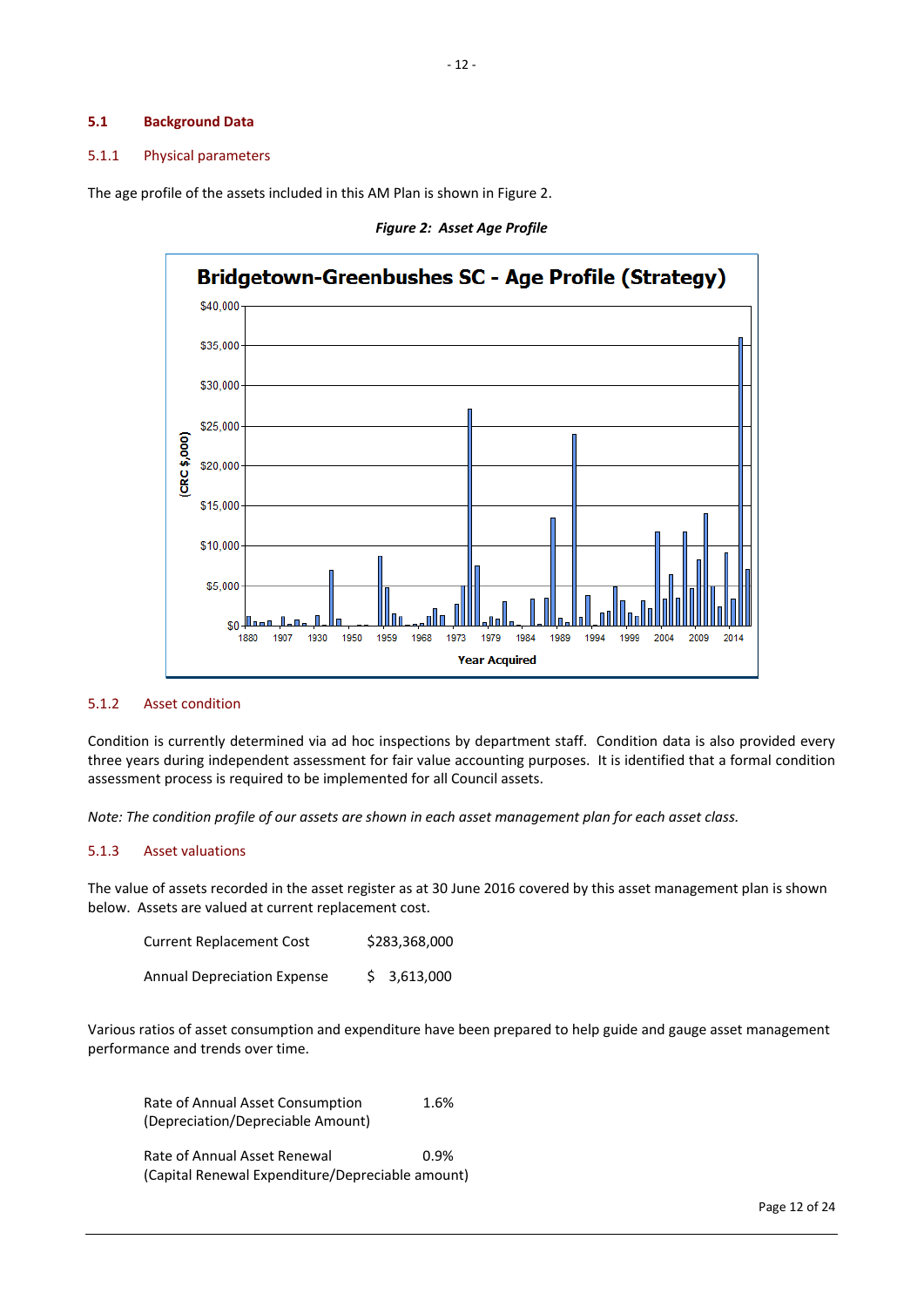### 5.1 Background Data

#### 5.1.1 Physical parameters

The age profile of the assets included in this AM Plan is shown in Figure 2.

***Figure 2: Asset Age Profile***

#### 5.1.2 Asset condition

Condition is currently determined via ad hoc inspections by department staff. Condition data is also provided every three years during independent assessment for fair value accounting purposes. It is identified that a formal condition assessment process is required to be implemented for all Council assets.

*Note: The condition profile of our assets are shown in each asset management plan for each asset class.*

#### 5.1.3 Asset valuations

The value of assets recorded in the asset register as at 30 June 2016 covered by this asset management plan is shown below. Assets are valued at current replacement cost.

| | |
|---|---|
| Current Replacement Cost | $283,368,000 |
| Annual Depreciation Expense | $ 3,613,000 |

Various ratios of asset consumption and expenditure have been prepared to help guide and gauge asset management performance and trends over time.

| | |
|---|---|
| Rate of Annual Asset Consumption (Depreciation/Depreciable Amount) | 1.6% |
| Rate of Annual Asset Renewal (Capital Renewal Expenditure/Depreciable amount) | 0.9% |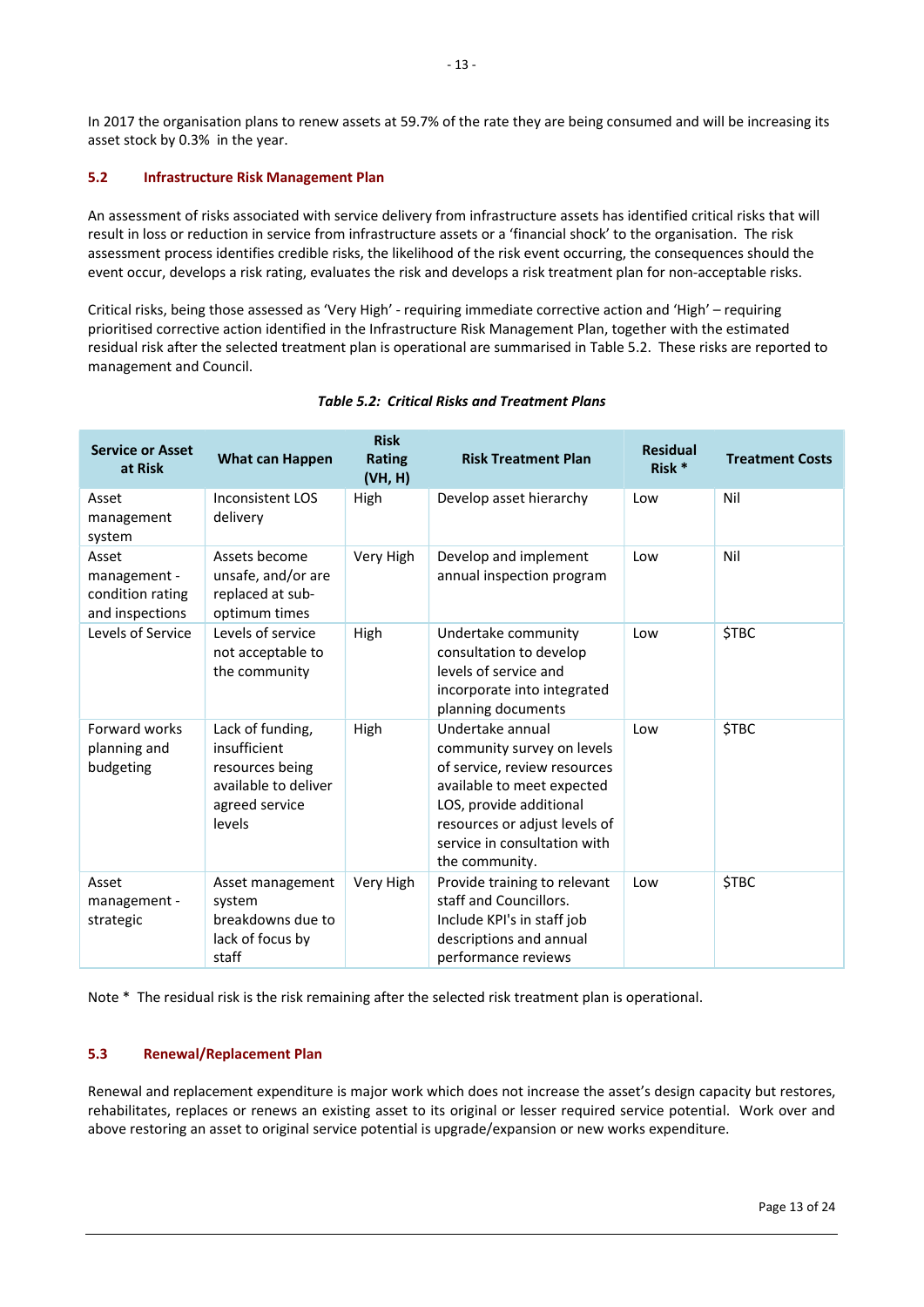In 2017 the organisation plans to renew assets at 59.7% of the rate they are being consumed and will be increasing its asset stock by 0.3% in the year.

### 5.2 Infrastructure Risk Management Plan

An assessment of risks associated with service delivery from infrastructure assets has identified critical risks that will result in loss or reduction in service from infrastructure assets or a 'financial shock' to the organisation. The risk assessment process identifies credible risks, the likelihood of the risk event occurring, the consequences should the event occur, develops a risk rating, evaluates the risk and develops a risk treatment plan for non-acceptable risks.

Critical risks, being those assessed as 'Very High' - requiring immediate corrective action and 'High' – requiring prioritised corrective action identified in the Infrastructure Risk Management Plan, together with the estimated residual risk after the selected treatment plan is operational are summarised in Table 5.2. These risks are reported to management and Council.

***Table 5.2: Critical Risks and Treatment Plans***

| Service or Asset at Risk | What can Happen | Risk Rating (VH, H) | Risk Treatment Plan | Residual Risk * | Treatment Costs |
|---|---|---|---|---|---|
| Asset management system | Inconsistent LOS delivery | High | Develop asset hierarchy | Low | Nil |
| Asset management - condition rating and inspections | Assets become unsafe, and/or are replaced at sub-optimum times | Very High | Develop and implement annual inspection program | Low | Nil |
| Levels of Service | Levels of service not acceptable to the community | High | Undertake community consultation to develop levels of service and incorporate into integrated planning documents | Low | $TBC |
| Forward works planning and budgeting | Lack of funding, insufficient resources being available to deliver agreed service levels | High | Undertake annual community survey on levels of service, review resources available to meet expected LOS, provide additional resources or adjust levels of service in consultation with the community. | Low | $TBC |
| Asset management - strategic | Asset management system breakdowns due to lack of focus by staff | Very High | Provide training to relevant staff and Councillors. Include KPI's in staff job descriptions and annual performance reviews | Low | $TBC |

Note * The residual risk is the risk remaining after the selected risk treatment plan is operational.

### 5.3 Renewal/Replacement Plan

Renewal and replacement expenditure is major work which does not increase the asset's design capacity but restores, rehabilitates, replaces or renews an existing asset to its original or lesser required service potential. Work over and above restoring an asset to original service potential is upgrade/expansion or new works expenditure.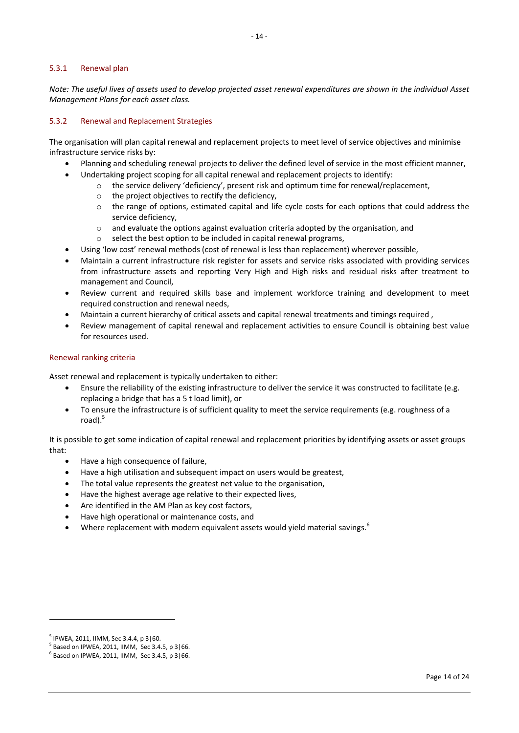### 5.3.1 Renewal plan

*Note: The useful lives of assets used to develop projected asset renewal expenditures are shown in the individual Asset Management Plans for each asset class.*

### 5.3.2 Renewal and Replacement Strategies

The organisation will plan capital renewal and replacement projects to meet level of service objectives and minimise infrastructure service risks by:

- Planning and scheduling renewal projects to deliver the defined level of service in the most efficient manner,
- Undertaking project scoping for all capital renewal and replacement projects to identify:
    - the service delivery 'deficiency', present risk and optimum time for renewal/replacement,
    - the project objectives to rectify the deficiency,
    - the range of options, estimated capital and life cycle costs for each options that could address the service deficiency,
    - and evaluate the options against evaluation criteria adopted by the organisation, and
    - select the best option to be included in capital renewal programs,
- Using 'low cost' renewal methods (cost of renewal is less than replacement) wherever possible,
- Maintain a current infrastructure risk register for assets and service risks associated with providing services from infrastructure assets and reporting Very High and High risks and residual risks after treatment to management and Council,
- Review current and required skills base and implement workforce training and development to meet required construction and renewal needs,
- Maintain a current hierarchy of critical assets and capital renewal treatments and timings required ,
- Review management of capital renewal and replacement activities to ensure Council is obtaining best value for resources used.

#### Renewal ranking criteria

Asset renewal and replacement is typically undertaken to either:

- Ensure the reliability of the existing infrastructure to deliver the service it was constructed to facilitate (e.g. replacing a bridge that has a 5 t load limit), or
- To ensure the infrastructure is of sufficient quality to meet the service requirements (e.g. roughness of a road).[5]

It is possible to get some indication of capital renewal and replacement priorities by identifying assets or asset groups that:

- Have a high consequence of failure,
- Have a high utilisation and subsequent impact on users would be greatest,
- The total value represents the greatest net value to the organisation,
- Have the highest average age relative to their expected lives,
- Are identified in the AM Plan as key cost factors,
- Have high operational or maintenance costs, and
- Where replacement with modern equivalent assets would yield material savings.[6]

---

[5] IPWEA, 2011, IIMM, Sec 3.4.4, p 3|60.

[5] Based on IPWEA, 2011, IIMM, Sec 3.4.5, p 3|66.

[6] Based on IPWEA, 2011, IIMM, Sec 3.4.5, p 3|66.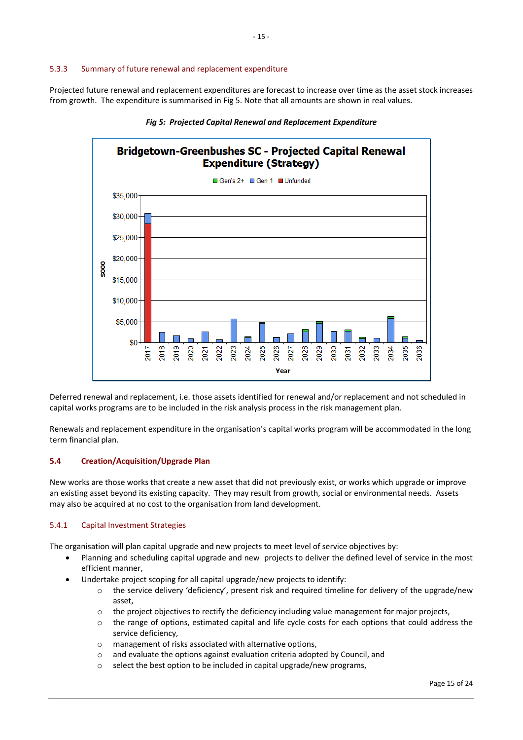### 5.3.3 Summary of future renewal and replacement expenditure

Projected future renewal and replacement expenditures are forecast to increase over time as the asset stock increases from growth. The expenditure is summarised in Fig 5. Note that all amounts are shown in real values.

***Fig 5: Projected Capital Renewal and Replacement Expenditure***

Deferred renewal and replacement, i.e. those assets identified for renewal and/or replacement and not scheduled in capital works programs are to be included in the risk analysis process in the risk management plan.

Renewals and replacement expenditure in the organisation's capital works program will be accommodated in the long term financial plan.

## 5.4 Creation/Acquisition/Upgrade Plan

New works are those works that create a new asset that did not previously exist, or works which upgrade or improve an existing asset beyond its existing capacity. They may result from growth, social or environmental needs. Assets may also be acquired at no cost to the organisation from land development.

### 5.4.1 Capital Investment Strategies

The organisation will plan capital upgrade and new projects to meet level of service objectives by:

- Planning and scheduling capital upgrade and new projects to deliver the defined level of service in the most efficient manner,
- Undertake project scoping for all capital upgrade/new projects to identify:
  - the service delivery 'deficiency', present risk and required timeline for delivery of the upgrade/new asset,
  - the project objectives to rectify the deficiency including value management for major projects,
  - the range of options, estimated capital and life cycle costs for each options that could address the service deficiency,
  - management of risks associated with alternative options,
  - and evaluate the options against evaluation criteria adopted by Council, and
  - select the best option to be included in capital upgrade/new programs,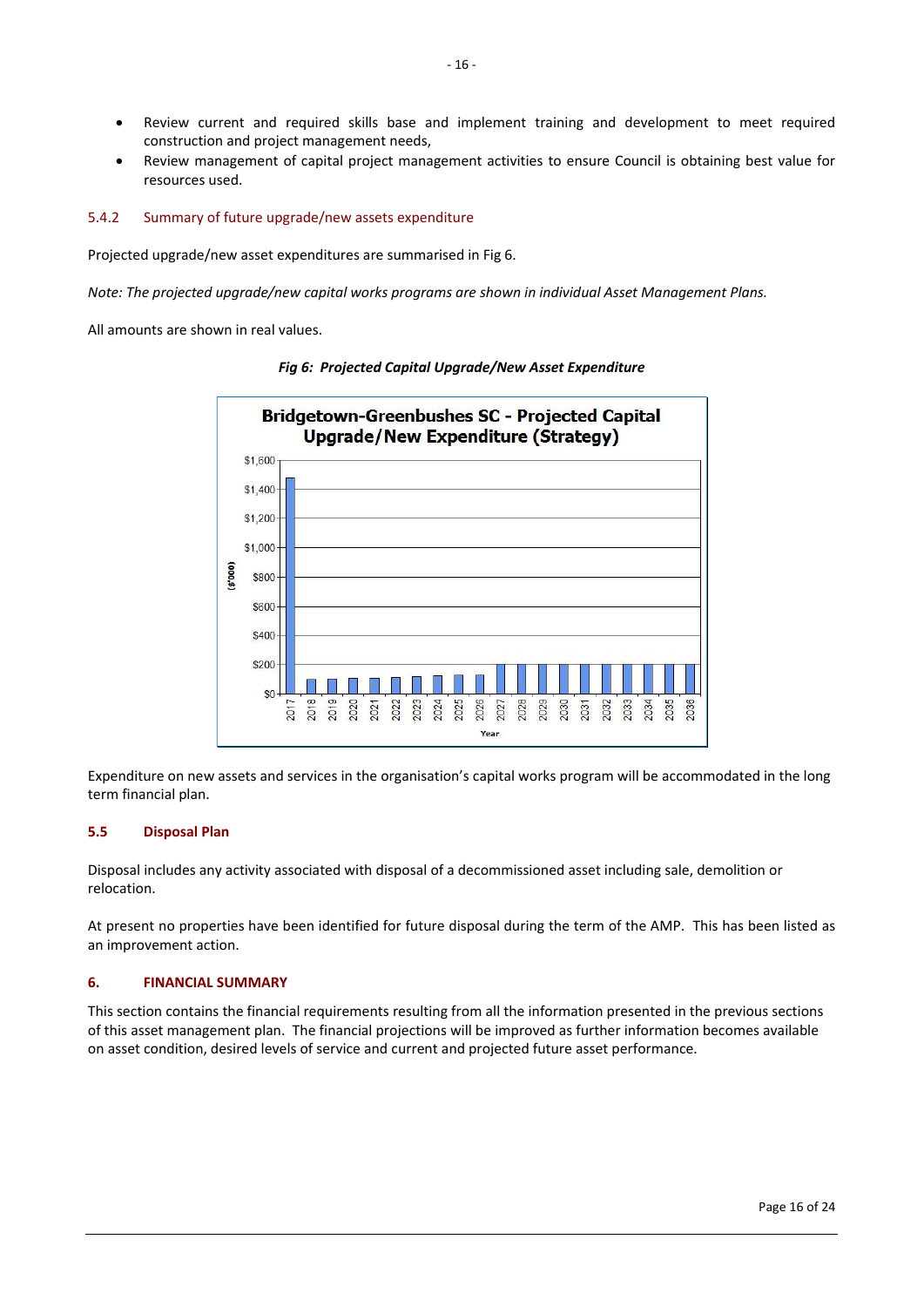- Review current and required skills base and implement training and development to meet required construction and project management needs,
- Review management of capital project management activities to ensure Council is obtaining best value for resources used.

### 5.4.2 Summary of future upgrade/new assets expenditure

Projected upgrade/new asset expenditures are summarised in Fig 6.

*Note: The projected upgrade/new capital works programs are shown in individual Asset Management Plans.*

All amounts are shown in real values.

***Fig 6: Projected Capital Upgrade/New Asset Expenditure***

Expenditure on new assets and services in the organisation's capital works program will be accommodated in the long term financial plan.

## 5.5 Disposal Plan

Disposal includes any activity associated with disposal of a decommissioned asset including sale, demolition or relocation.

At present no properties have been identified for future disposal during the term of the AMP. This has been listed as an improvement action.

## 6. FINANCIAL SUMMARY

This section contains the financial requirements resulting from all the information presented in the previous sections of this asset management plan. The financial projections will be improved as further information becomes available on asset condition, desired levels of service and current and projected future asset performance.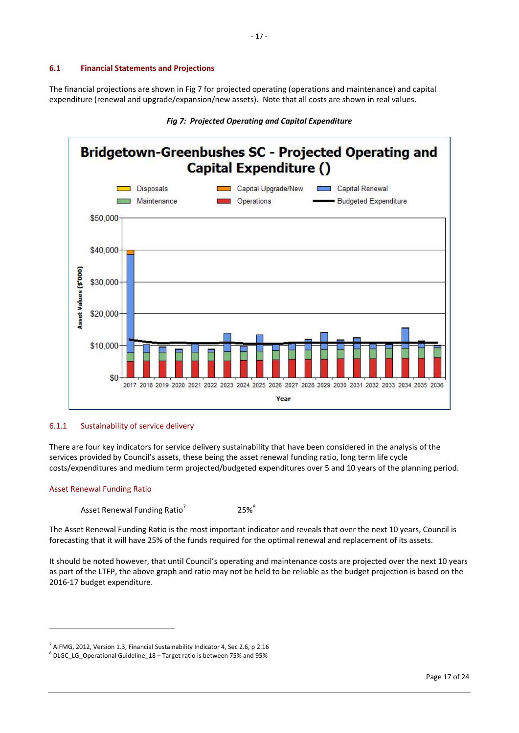## 6.1 Financial Statements and Projections

The financial projections are shown in Fig 7 for projected operating (operations and maintenance) and capital expenditure (renewal and upgrade/expansion/new assets). Note that all costs are shown in real values.

***Fig 7: Projected Operating and Capital Expenditure***

### 6.1.1 Sustainability of service delivery

There are four key indicators for service delivery sustainability that have been considered in the analysis of the services provided by Council's assets, these being the asset renewal funding ratio, long term life cycle costs/expenditures and medium term projected/budgeted expenditures over 5 and 10 years of the planning period.

#### Asset Renewal Funding Ratio

Asset Renewal Funding Ratio[7] 25%[8]

The Asset Renewal Funding Ratio is the most important indicator and reveals that over the next 10 years, Council is forecasting that it will have 25% of the funds required for the optimal renewal and replacement of its assets.

It should be noted however, that until Council's operating and maintenance costs are projected over the next 10 years as part of the LTFP, the above graph and ratio may not be held to be reliable as the budget projection is based on the 2016-17 budget expenditure.

---

[7] AIFMG, 2012, Version 1.3, Financial Sustainability Indicator 4, Sec 2.6, p 2.16

[8] DLGC_LG_Operational Guideline_18 – Target ratio is between 75% and 95%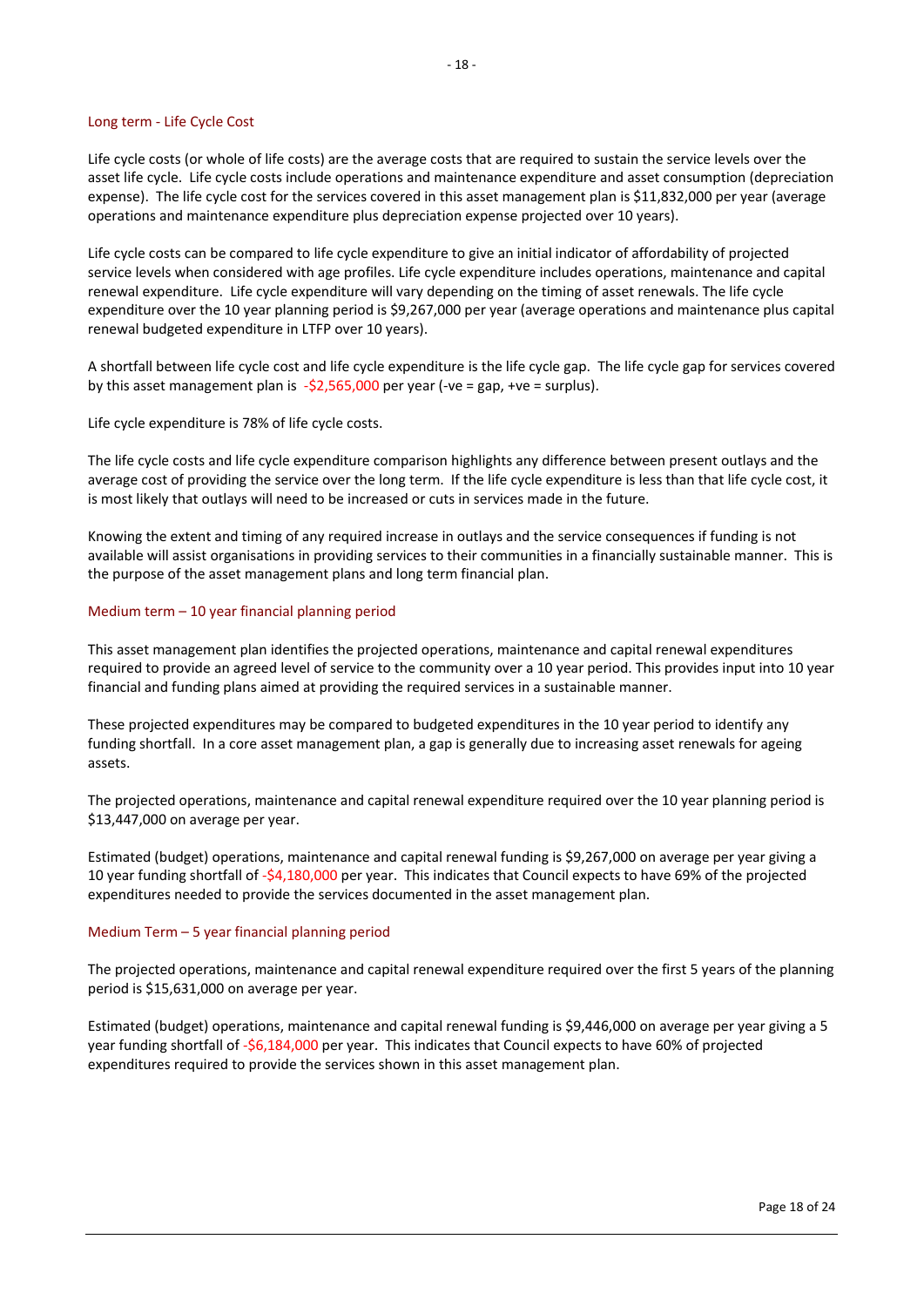### Long term - Life Cycle Cost

Life cycle costs (or whole of life costs) are the average costs that are required to sustain the service levels over the asset life cycle. Life cycle costs include operations and maintenance expenditure and asset consumption (depreciation expense). The life cycle cost for the services covered in this asset management plan is $11,832,000 per year (average operations and maintenance expenditure plus depreciation expense projected over 10 years).

Life cycle costs can be compared to life cycle expenditure to give an initial indicator of affordability of projected service levels when considered with age profiles. Life cycle expenditure includes operations, maintenance and capital renewal expenditure. Life cycle expenditure will vary depending on the timing of asset renewals. The life cycle expenditure over the 10 year planning period is $9,267,000 per year (average operations and maintenance plus capital renewal budgeted expenditure in LTFP over 10 years).

A shortfall between life cycle cost and life cycle expenditure is the life cycle gap. The life cycle gap for services covered by this asset management plan is -$2,565,000 per year (-ve = gap, +ve = surplus).

Life cycle expenditure is 78% of life cycle costs.

The life cycle costs and life cycle expenditure comparison highlights any difference between present outlays and the average cost of providing the service over the long term. If the life cycle expenditure is less than that life cycle cost, it is most likely that outlays will need to be increased or cuts in services made in the future.

Knowing the extent and timing of any required increase in outlays and the service consequences if funding is not available will assist organisations in providing services to their communities in a financially sustainable manner. This is the purpose of the asset management plans and long term financial plan.

### Medium term – 10 year financial planning period

This asset management plan identifies the projected operations, maintenance and capital renewal expenditures required to provide an agreed level of service to the community over a 10 year period. This provides input into 10 year financial and funding plans aimed at providing the required services in a sustainable manner.

These projected expenditures may be compared to budgeted expenditures in the 10 year period to identify any funding shortfall. In a core asset management plan, a gap is generally due to increasing asset renewals for ageing assets.

The projected operations, maintenance and capital renewal expenditure required over the 10 year planning period is $13,447,000 on average per year.

Estimated (budget) operations, maintenance and capital renewal funding is $9,267,000 on average per year giving a 10 year funding shortfall of -$4,180,000 per year. This indicates that Council expects to have 69% of the projected expenditures needed to provide the services documented in the asset management plan.

### Medium Term – 5 year financial planning period

The projected operations, maintenance and capital renewal expenditure required over the first 5 years of the planning period is $15,631,000 on average per year.

Estimated (budget) operations, maintenance and capital renewal funding is $9,446,000 on average per year giving a 5 year funding shortfall of -$6,184,000 per year. This indicates that Council expects to have 60% of projected expenditures required to provide the services shown in this asset management plan.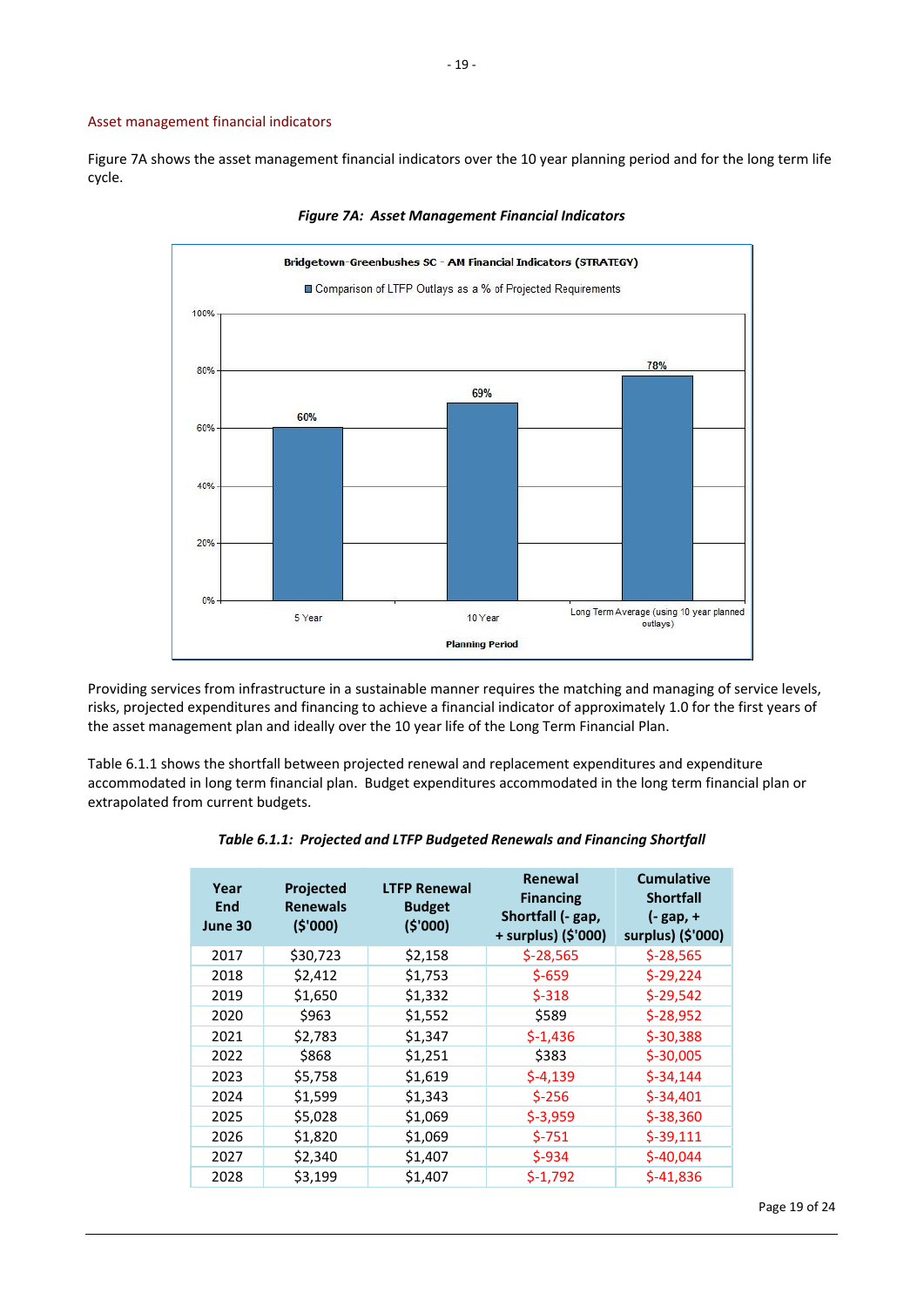### Asset management financial indicators

Figure 7A shows the asset management financial indicators over the 10 year planning period and for the long term life cycle.

***Figure 7A: Asset Management Financial Indicators***

Bridgetown-Greenbushes SC - AM Financial Indicators (STRATEGY)

Comparison of LTFP Outlays as a % of Projected Requirements

| Planning Period | % |
|---|---|
| 5 Year | 60% |
| 10 Year | 69% |
| Long Term Average (using 10 year planned outlays) | 78% |

Providing services from infrastructure in a sustainable manner requires the matching and managing of service levels, risks, projected expenditures and financing to achieve a financial indicator of approximately 1.0 for the first years of the asset management plan and ideally over the 10 year life of the Long Term Financial Plan.

Table 6.1.1 shows the shortfall between projected renewal and replacement expenditures and expenditure accommodated in long term financial plan. Budget expenditures accommodated in the long term financial plan or extrapolated from current budgets.

***Table 6.1.1: Projected and LTFP Budgeted Renewals and Financing Shortfall***

| Year End June 30 | Projected Renewals ($'000) | LTFP Renewal Budget ($'000) | Renewal Financing Shortfall (- gap, + surplus) ($'000) | Cumulative Shortfall (- gap, + surplus) ($'000) |
|---|---|---|---|---|
| 2017 | $30,723 | $2,158 | $-28,565 | $-28,565 |
| 2018 | $2,412 | $1,753 | $-659 | $-29,224 |
| 2019 | $1,650 | $1,332 | $-318 | $-29,542 |
| 2020 | $963 | $1,552 | $589 | $-28,952 |
| 2021 | $2,783 | $1,347 | $-1,436 | $-30,388 |
| 2022 | $868 | $1,251 | $383 | $-30,005 |
| 2023 | $5,758 | $1,619 | $-4,139 | $-34,144 |
| 2024 | $1,599 | $1,343 | $-256 | $-34,401 |
| 2025 | $5,028 | $1,069 | $-3,959 | $-38,360 |
| 2026 | $1,820 | $1,069 | $-751 | $-39,111 |
| 2027 | $2,340 | $1,407 | $-934 | $-40,044 |
| 2028 | $3,199 | $1,407 | $-1,792 | $-41,836 |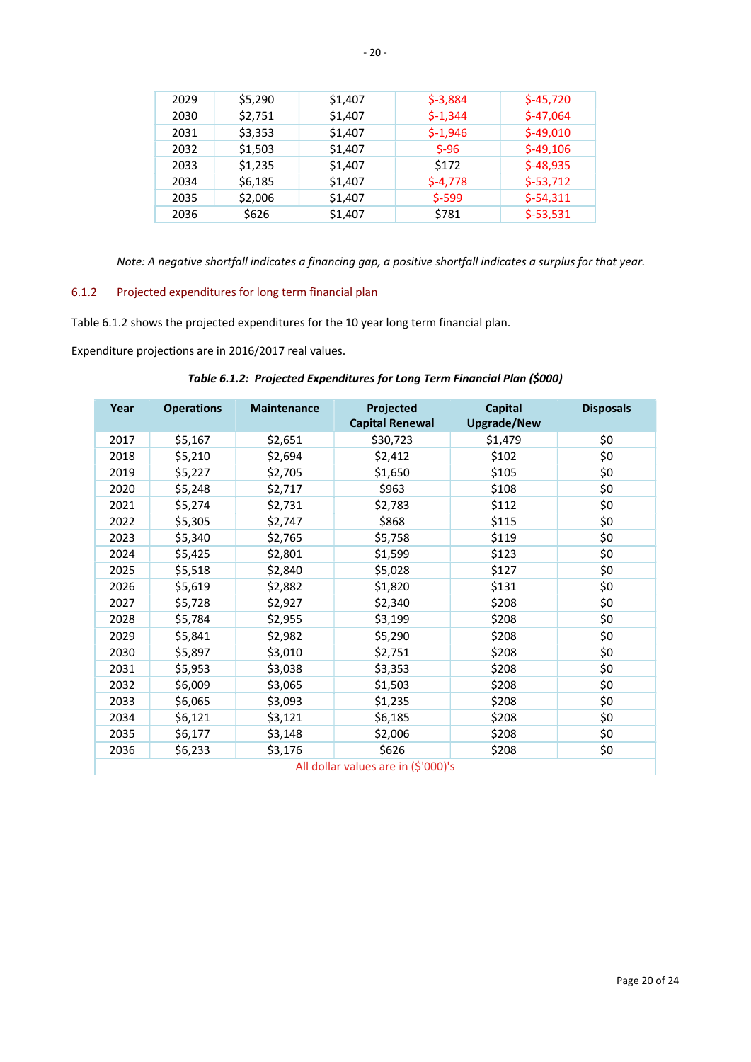| 2029 | \$5,290 | \$1,407 | \$-3,884 | \$-45,720 |
|---|---|---|---|---|
| 2030 | \$2,751 | \$1,407 | \$-1,344 | \$-47,064 |
| 2031 | \$3,353 | \$1,407 | \$-1,946 | \$-49,010 |
| 2032 | \$1,503 | \$1,407 | \$-96 | \$-49,106 |
| 2033 | \$1,235 | \$1,407 | \$172 | \$-48,935 |
| 2034 | \$6,185 | \$1,407 | \$-4,778 | \$-53,712 |
| 2035 | \$2,006 | \$1,407 | \$-599 | \$-54,311 |
| 2036 | \$626 | \$1,407 | \$781 | \$-53,531 |

*Note: A negative shortfall indicates a financing gap, a positive shortfall indicates a surplus for that year.*

### 6.1.2 Projected expenditures for long term financial plan

Table 6.1.2 shows the projected expenditures for the 10 year long term financial plan.

Expenditure projections are in 2016/2017 real values.

***Table 6.1.2: Projected Expenditures for Long Term Financial Plan (\$000)***

| Year | Operations | Maintenance | Projected Capital Renewal | Capital Upgrade/New | Disposals |
|---|---|---|---|---|---|
| 2017 | \$5,167 | \$2,651 | \$30,723 | \$1,479 | \$0 |
| 2018 | \$5,210 | \$2,694 | \$2,412 | \$102 | \$0 |
| 2019 | \$5,227 | \$2,705 | \$1,650 | \$105 | \$0 |
| 2020 | \$5,248 | \$2,717 | \$963 | \$108 | \$0 |
| 2021 | \$5,274 | \$2,731 | \$2,783 | \$112 | \$0 |
| 2022 | \$5,305 | \$2,747 | \$868 | \$115 | \$0 |
| 2023 | \$5,340 | \$2,765 | \$5,758 | \$119 | \$0 |
| 2024 | \$5,425 | \$2,801 | \$1,599 | \$123 | \$0 |
| 2025 | \$5,518 | \$2,840 | \$5,028 | \$127 | \$0 |
| 2026 | \$5,619 | \$2,882 | \$1,820 | \$131 | \$0 |
| 2027 | \$5,728 | \$2,927 | \$2,340 | \$208 | \$0 |
| 2028 | \$5,784 | \$2,955 | \$3,199 | \$208 | \$0 |
| 2029 | \$5,841 | \$2,982 | \$5,290 | \$208 | \$0 |
| 2030 | \$5,897 | \$3,010 | \$2,751 | \$208 | \$0 |
| 2031 | \$5,953 | \$3,038 | \$3,353 | \$208 | \$0 |
| 2032 | \$6,009 | \$3,065 | \$1,503 | \$208 | \$0 |
| 2033 | \$6,065 | \$3,093 | \$1,235 | \$208 | \$0 |
| 2034 | \$6,121 | \$3,121 | \$6,185 | \$208 | \$0 |
| 2035 | \$6,177 | \$3,148 | \$2,006 | \$208 | \$0 |
| 2036 | \$6,233 | \$3,176 | \$626 | \$208 | \$0 |
| All dollar values are in (\$'000)'s | | | | | |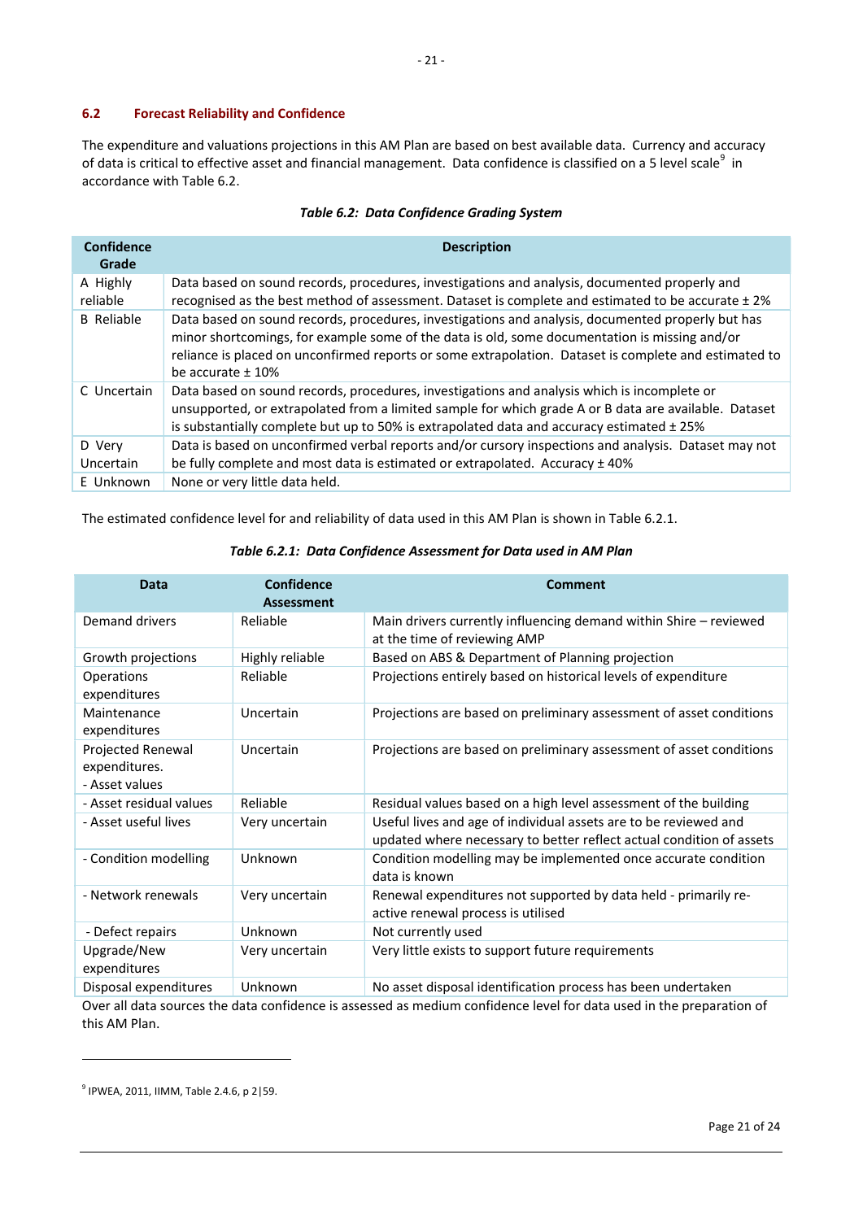## 6.2 Forecast Reliability and Confidence

The expenditure and valuations projections in this AM Plan are based on best available data. Currency and accuracy of data is critical to effective asset and financial management. Data confidence is classified on a 5 level scale[9] in accordance with Table 6.2.

*Table 6.2: Data Confidence Grading System*

| Confidence Grade | Description |
|---|---|
| A Highly reliable | Data based on sound records, procedures, investigations and analysis, documented properly and recognised as the best method of assessment. Dataset is complete and estimated to be accurate ± 2% |
| B Reliable | Data based on sound records, procedures, investigations and analysis, documented properly but has minor shortcomings, for example some of the data is old, some documentation is missing and/or reliance is placed on unconfirmed reports or some extrapolation. Dataset is complete and estimated to be accurate ± 10% |
| C Uncertain | Data based on sound records, procedures, investigations and analysis which is incomplete or unsupported, or extrapolated from a limited sample for which grade A or B data are available. Dataset is substantially complete but up to 50% is extrapolated data and accuracy estimated ± 25% |
| D Very Uncertain | Data is based on unconfirmed verbal reports and/or cursory inspections and analysis. Dataset may not be fully complete and most data is estimated or extrapolated. Accuracy ± 40% |
| E Unknown | None or very little data held. |

The estimated confidence level for and reliability of data used in this AM Plan is shown in Table 6.2.1.

*Table 6.2.1: Data Confidence Assessment for Data used in AM Plan*

| Data | Confidence Assessment | Comment |
|---|---|---|
| Demand drivers | Reliable | Main drivers currently influencing demand within Shire – reviewed at the time of reviewing AMP |
| Growth projections | Highly reliable | Based on ABS & Department of Planning projection |
| Operations expenditures | Reliable | Projections entirely based on historical levels of expenditure |
| Maintenance expenditures | Uncertain | Projections are based on preliminary assessment of asset conditions |
| Projected Renewal expenditures. - Asset values | Uncertain | Projections are based on preliminary assessment of asset conditions |
| - Asset residual values | Reliable | Residual values based on a high level assessment of the building |
| - Asset useful lives | Very uncertain | Useful lives and age of individual assets are to be reviewed and updated where necessary to better reflect actual condition of assets |
| - Condition modelling | Unknown | Condition modelling may be implemented once accurate condition data is known |
| - Network renewals | Very uncertain | Renewal expenditures not supported by data held - primarily re-active renewal process is utilised |
| - Defect repairs | Unknown | Not currently used |
| Upgrade/New expenditures | Very uncertain | Very little exists to support future requirements |
| Disposal expenditures | Unknown | No asset disposal identification process has been undertaken |

Over all data sources the data confidence is assessed as medium confidence level for data used in the preparation of this AM Plan.

[9] IPWEA, 2011, IIMM, Table 2.4.6, p 2|59.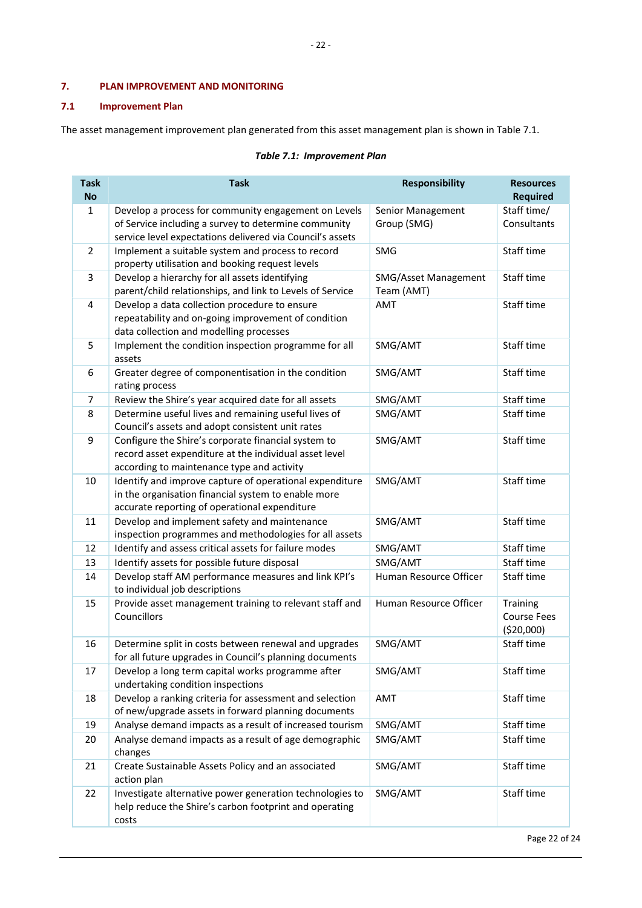## 7. PLAN IMPROVEMENT AND MONITORING

### 7.1 Improvement Plan

The asset management improvement plan generated from this asset management plan is shown in Table 7.1.

*Table 7.1: Improvement Plan*

| Task No | Task | Responsibility | Resources Required |
|---|---|---|---|
| 1 | Develop a process for community engagement on Levels of Service including a survey to determine community service level expectations delivered via Council's assets | Senior Management Group (SMG) | Staff time/ Consultants |
| 2 | Implement a suitable system and process to record property utilisation and booking request levels | SMG | Staff time |
| 3 | Develop a hierarchy for all assets identifying parent/child relationships, and link to Levels of Service | SMG/Asset Management Team (AMT) | Staff time |
| 4 | Develop a data collection procedure to ensure repeatability and on-going improvement of condition data collection and modelling processes | AMT | Staff time |
| 5 | Implement the condition inspection programme for all assets | SMG/AMT | Staff time |
| 6 | Greater degree of componentisation in the condition rating process | SMG/AMT | Staff time |
| 7 | Review the Shire's year acquired date for all assets | SMG/AMT | Staff time |
| 8 | Determine useful lives and remaining useful lives of Council's assets and adopt consistent unit rates | SMG/AMT | Staff time |
| 9 | Configure the Shire's corporate financial system to record asset expenditure at the individual asset level according to maintenance type and activity | SMG/AMT | Staff time |
| 10 | Identify and improve capture of operational expenditure in the organisation financial system to enable more accurate reporting of operational expenditure | SMG/AMT | Staff time |
| 11 | Develop and implement safety and maintenance inspection programmes and methodologies for all assets | SMG/AMT | Staff time |
| 12 | Identify and assess critical assets for failure modes | SMG/AMT | Staff time |
| 13 | Identify assets for possible future disposal | SMG/AMT | Staff time |
| 14 | Develop staff AM performance measures and link KPI's to individual job descriptions | Human Resource Officer | Staff time |
| 15 | Provide asset management training to relevant staff and Councillors | Human Resource Officer | Training Course Fees ($20,000) |
| 16 | Determine split in costs between renewal and upgrades for all future upgrades in Council's planning documents | SMG/AMT | Staff time |
| 17 | Develop a long term capital works programme after undertaking condition inspections | SMG/AMT | Staff time |
| 18 | Develop a ranking criteria for assessment and selection of new/upgrade assets in forward planning documents | AMT | Staff time |
| 19 | Analyse demand impacts as a result of increased tourism | SMG/AMT | Staff time |
| 20 | Analyse demand impacts as a result of age demographic changes | SMG/AMT | Staff time |
| 21 | Create Sustainable Assets Policy and an associated action plan | SMG/AMT | Staff time |
| 22 | Investigate alternative power generation technologies to help reduce the Shire's carbon footprint and operating costs | SMG/AMT | Staff time |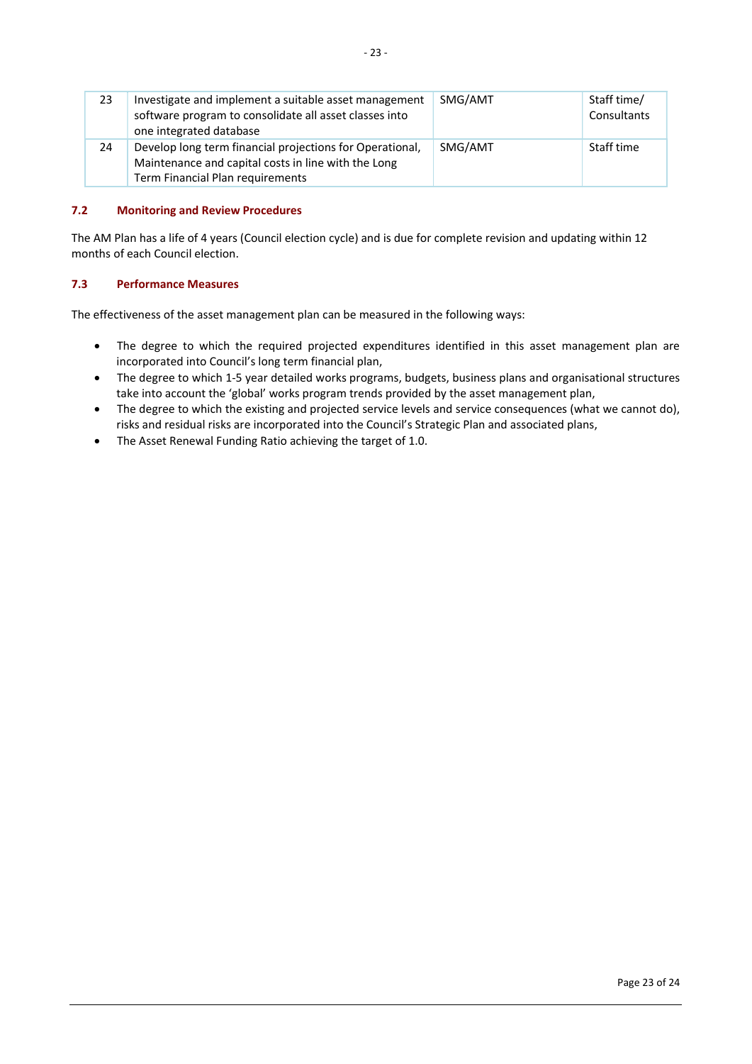| | | | |
|---|---|---|---|
| 23 | Investigate and implement a suitable asset management software program to consolidate all asset classes into one integrated database | SMG/AMT | Staff time/ Consultants |
| 24 | Develop long term financial projections for Operational, Maintenance and capital costs in line with the Long Term Financial Plan requirements | SMG/AMT | Staff time |

### 7.2 Monitoring and Review Procedures

The AM Plan has a life of 4 years (Council election cycle) and is due for complete revision and updating within 12 months of each Council election.

### 7.3 Performance Measures

The effectiveness of the asset management plan can be measured in the following ways:

- The degree to which the required projected expenditures identified in this asset management plan are incorporated into Council's long term financial plan,
- The degree to which 1-5 year detailed works programs, budgets, business plans and organisational structures take into account the 'global' works program trends provided by the asset management plan,
- The degree to which the existing and projected service levels and service consequences (what we cannot do), risks and residual risks are incorporated into the Council's Strategic Plan and associated plans,
- The Asset Renewal Funding Ratio achieving the target of 1.0.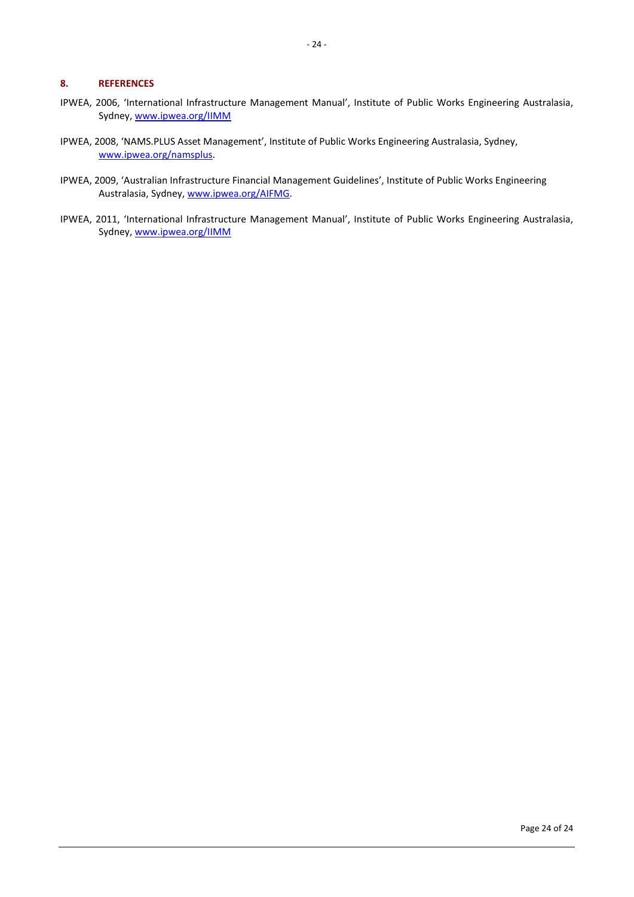## 8. REFERENCES

IPWEA, 2006, 'International Infrastructure Management Manual', Institute of Public Works Engineering Australasia, Sydney, www.ipwea.org/IIMM

IPWEA, 2008, 'NAMS.PLUS Asset Management', Institute of Public Works Engineering Australasia, Sydney, www.ipwea.org/namsplus.

IPWEA, 2009, 'Australian Infrastructure Financial Management Guidelines', Institute of Public Works Engineering Australasia, Sydney, www.ipwea.org/AIFMG.

IPWEA, 2011, 'International Infrastructure Management Manual', Institute of Public Works Engineering Australasia, Sydney, www.ipwea.org/IIMM